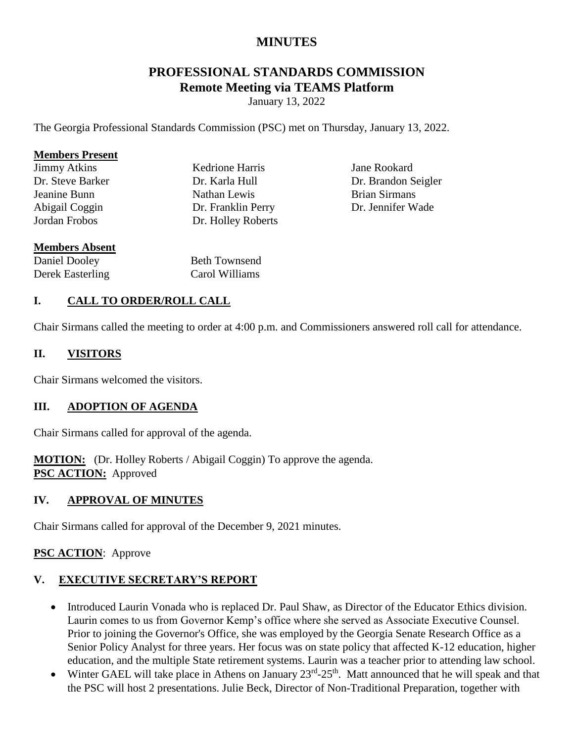# MINUTES

## PROFESSIONAL STANDARDS COMMISSION
## Remote Meeting via TEAMS Platform

January 13, 2022

The Georgia Professional Standards Commission (PSC) met on Thursday, January 13, 2022.

**Members Present**

| | | |
|---|---|---|
| Jimmy Atkins | Kedrione Harris | Jane Rookard |
| Dr. Steve Barker | Dr. Karla Hull | Dr. Brandon Seigler |
| Jeanine Bunn | Nathan Lewis | Brian Sirmans |
| Abigail Coggin | Dr. Franklin Perry | Dr. Jennifer Wade |
| Jordan Frobos | Dr. Holley Roberts | |

**Members Absent**

| | |
|---|---|
| Daniel Dooley | Beth Townsend |
| Derek Easterling | Carol Williams |

### I. CALL TO ORDER/ROLL CALL

Chair Sirmans called the meeting to order at 4:00 p.m. and Commissioners answered roll call for attendance.

### II. VISITORS

Chair Sirmans welcomed the visitors.

### III. ADOPTION OF AGENDA

Chair Sirmans called for approval of the agenda.

**MOTION:** (Dr. Holley Roberts / Abigail Coggin) To approve the agenda.
**PSC ACTION:** Approved

### IV. APPROVAL OF MINUTES

Chair Sirmans called for approval of the December 9, 2021 minutes.

**PSC ACTION**: Approve

### V. EXECUTIVE SECRETARY'S REPORT

- Introduced Laurin Vonada who is replaced Dr. Paul Shaw, as Director of the Educator Ethics division. Laurin comes to us from Governor Kemp's office where she served as Associate Executive Counsel. Prior to joining the Governor's Office, she was employed by the Georgia Senate Research Office as a Senior Policy Analyst for three years. Her focus was on state policy that affected K-12 education, higher education, and the multiple State retirement systems. Laurin was a teacher prior to attending law school.
- Winter GAEL will take place in Athens on January 23rd-25th. Matt announced that he will speak and that the PSC will host 2 presentations. Julie Beck, Director of Non-Traditional Preparation, together with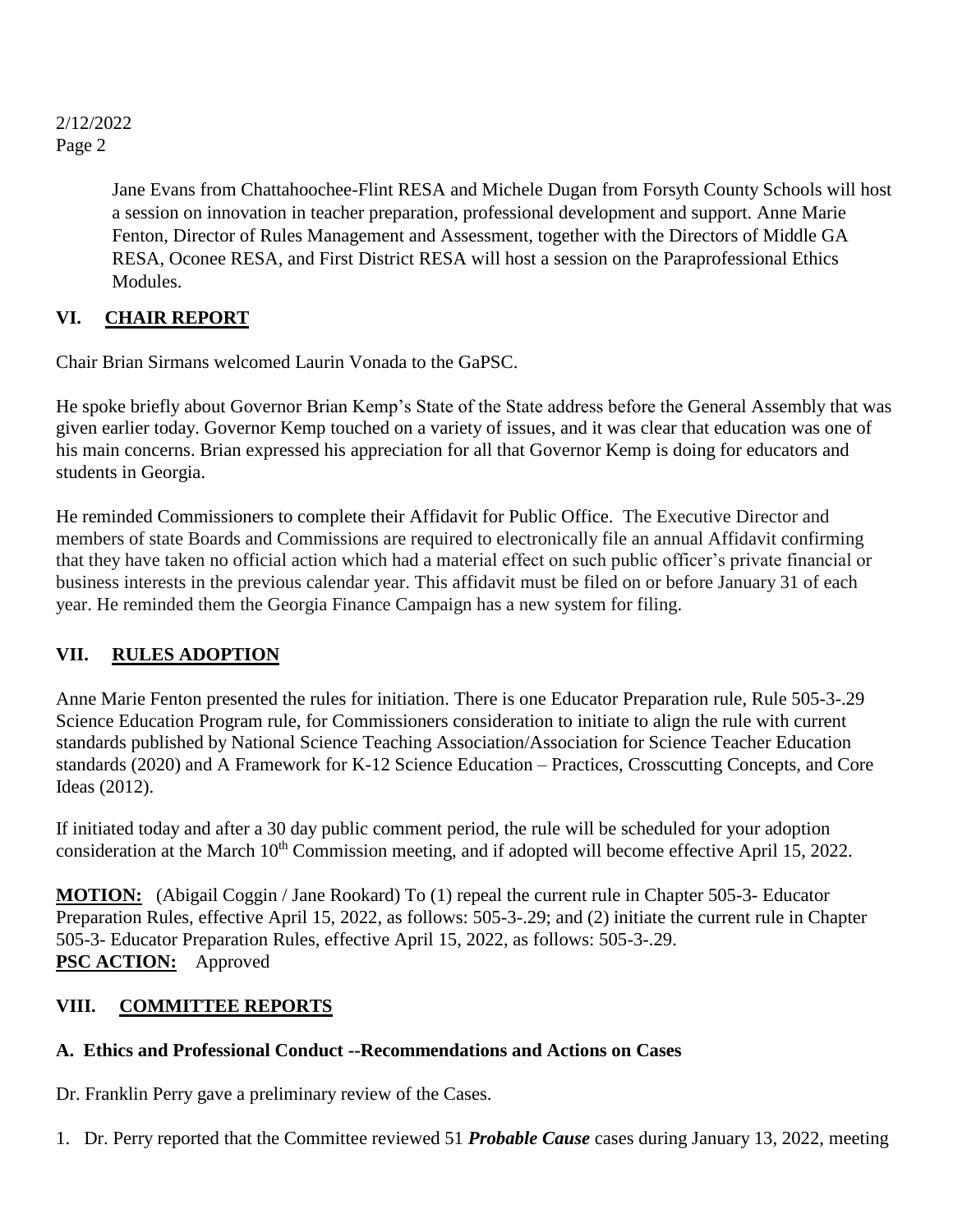Jane Evans from Chattahoochee-Flint RESA and Michele Dugan from Forsyth County Schools will host a session on innovation in teacher preparation, professional development and support. Anne Marie Fenton, Director of Rules Management and Assessment, together with the Directors of Middle GA RESA, Oconee RESA, and First District RESA will host a session on the Paraprofessional Ethics Modules.

## VI. CHAIR REPORT

Chair Brian Sirmans welcomed Laurin Vonada to the GaPSC.

He spoke briefly about Governor Brian Kemp's State of the State address before the General Assembly that was given earlier today. Governor Kemp touched on a variety of issues, and it was clear that education was one of his main concerns. Brian expressed his appreciation for all that Governor Kemp is doing for educators and students in Georgia.

He reminded Commissioners to complete their Affidavit for Public Office. The Executive Director and members of state Boards and Commissions are required to electronically file an annual Affidavit confirming that they have taken no official action which had a material effect on such public officer's private financial or business interests in the previous calendar year. This affidavit must be filed on or before January 31 of each year. He reminded them the Georgia Finance Campaign has a new system for filing.

## VII. RULES ADOPTION

Anne Marie Fenton presented the rules for initiation. There is one Educator Preparation rule, Rule 505-3-.29 Science Education Program rule, for Commissioners consideration to initiate to align the rule with current standards published by National Science Teaching Association/Association for Science Teacher Education standards (2020) and A Framework for K-12 Science Education – Practices, Crosscutting Concepts, and Core Ideas (2012).

If initiated today and after a 30 day public comment period, the rule will be scheduled for your adoption consideration at the March 10th Commission meeting, and if adopted will become effective April 15, 2022.

**MOTION:** (Abigail Coggin / Jane Rookard) To (1) repeal the current rule in Chapter 505-3- Educator Preparation Rules, effective April 15, 2022, as follows: 505-3-.29; and (2) initiate the current rule in Chapter 505-3- Educator Preparation Rules, effective April 15, 2022, as follows: 505-3-.29.
**PSC ACTION:** Approved

## VIII. COMMITTEE REPORTS

### A. Ethics and Professional Conduct --Recommendations and Actions on Cases

Dr. Franklin Perry gave a preliminary review of the Cases.

1. Dr. Perry reported that the Committee reviewed 51 ***Probable Cause*** cases during January 13, 2022, meeting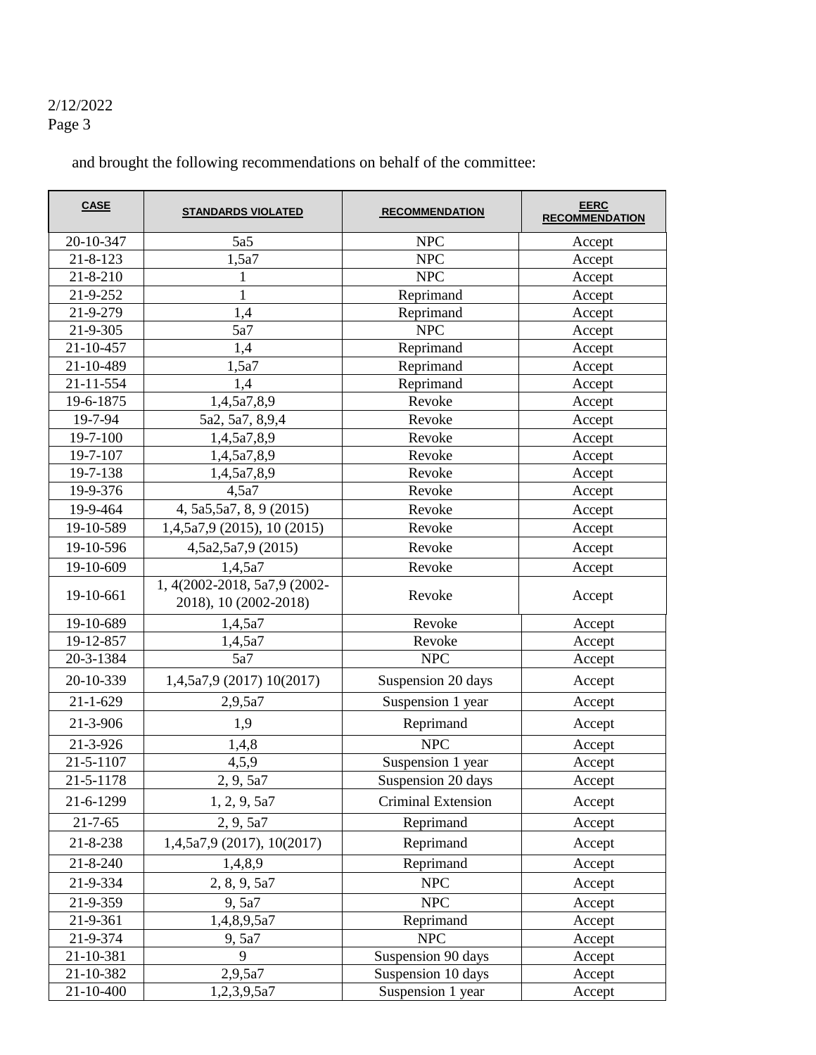and brought the following recommendations on behalf of the committee:

| CASE | STANDARDS VIOLATED | RECOMMENDATION | EERC RECOMMENDATION |
|---|---|---|---|
| 20-10-347 | 5a5 | NPC | Accept |
| 21-8-123 | 1,5a7 | NPC | Accept |
| 21-8-210 | 1 | NPC | Accept |
| 21-9-252 | 1 | Reprimand | Accept |
| 21-9-279 | 1,4 | Reprimand | Accept |
| 21-9-305 | 5a7 | NPC | Accept |
| 21-10-457 | 1,4 | Reprimand | Accept |
| 21-10-489 | 1,5a7 | Reprimand | Accept |
| 21-11-554 | 1,4 | Reprimand | Accept |
| 19-6-1875 | 1,4,5a7,8,9 | Revoke | Accept |
| 19-7-94 | 5a2, 5a7, 8,9,4 | Revoke | Accept |
| 19-7-100 | 1,4,5a7,8,9 | Revoke | Accept |
| 19-7-107 | 1,4,5a7,8,9 | Revoke | Accept |
| 19-7-138 | 1,4,5a7,8,9 | Revoke | Accept |
| 19-9-376 | 4,5a7 | Revoke | Accept |
| 19-9-464 | 4, 5a5,5a7, 8, 9 (2015) | Revoke | Accept |
| 19-10-589 | 1,4,5a7,9 (2015), 10 (2015) | Revoke | Accept |
| 19-10-596 | 4,5a2,5a7,9 (2015) | Revoke | Accept |
| 19-10-609 | 1,4,5a7 | Revoke | Accept |
| 19-10-661 | 1, 4(2002-2018, 5a7,9 (2002-2018), 10 (2002-2018) | Revoke | Accept |
| 19-10-689 | 1,4,5a7 | Revoke | Accept |
| 19-12-857 | 1,4,5a7 | Revoke | Accept |
| 20-3-1384 | 5a7 | NPC | Accept |
| 20-10-339 | 1,4,5a7,9 (2017) 10(2017) | Suspension 20 days | Accept |
| 21-1-629 | 2,9,5a7 | Suspension 1 year | Accept |
| 21-3-906 | 1,9 | Reprimand | Accept |
| 21-3-926 | 1,4,8 | NPC | Accept |
| 21-5-1107 | 4,5,9 | Suspension 1 year | Accept |
| 21-5-1178 | 2, 9, 5a7 | Suspension 20 days | Accept |
| 21-6-1299 | 1, 2, 9, 5a7 | Criminal Extension | Accept |
| 21-7-65 | 2, 9, 5a7 | Reprimand | Accept |
| 21-8-238 | 1,4,5a7,9 (2017), 10(2017) | Reprimand | Accept |
| 21-8-240 | 1,4,8,9 | Reprimand | Accept |
| 21-9-334 | 2, 8, 9, 5a7 | NPC | Accept |
| 21-9-359 | 9, 5a7 | NPC | Accept |
| 21-9-361 | 1,4,8,9,5a7 | Reprimand | Accept |
| 21-9-374 | 9, 5a7 | NPC | Accept |
| 21-10-381 | 9 | Suspension 90 days | Accept |
| 21-10-382 | 2,9,5a7 | Suspension 10 days | Accept |
| 21-10-400 | 1,2,3,9,5a7 | Suspension 1 year | Accept |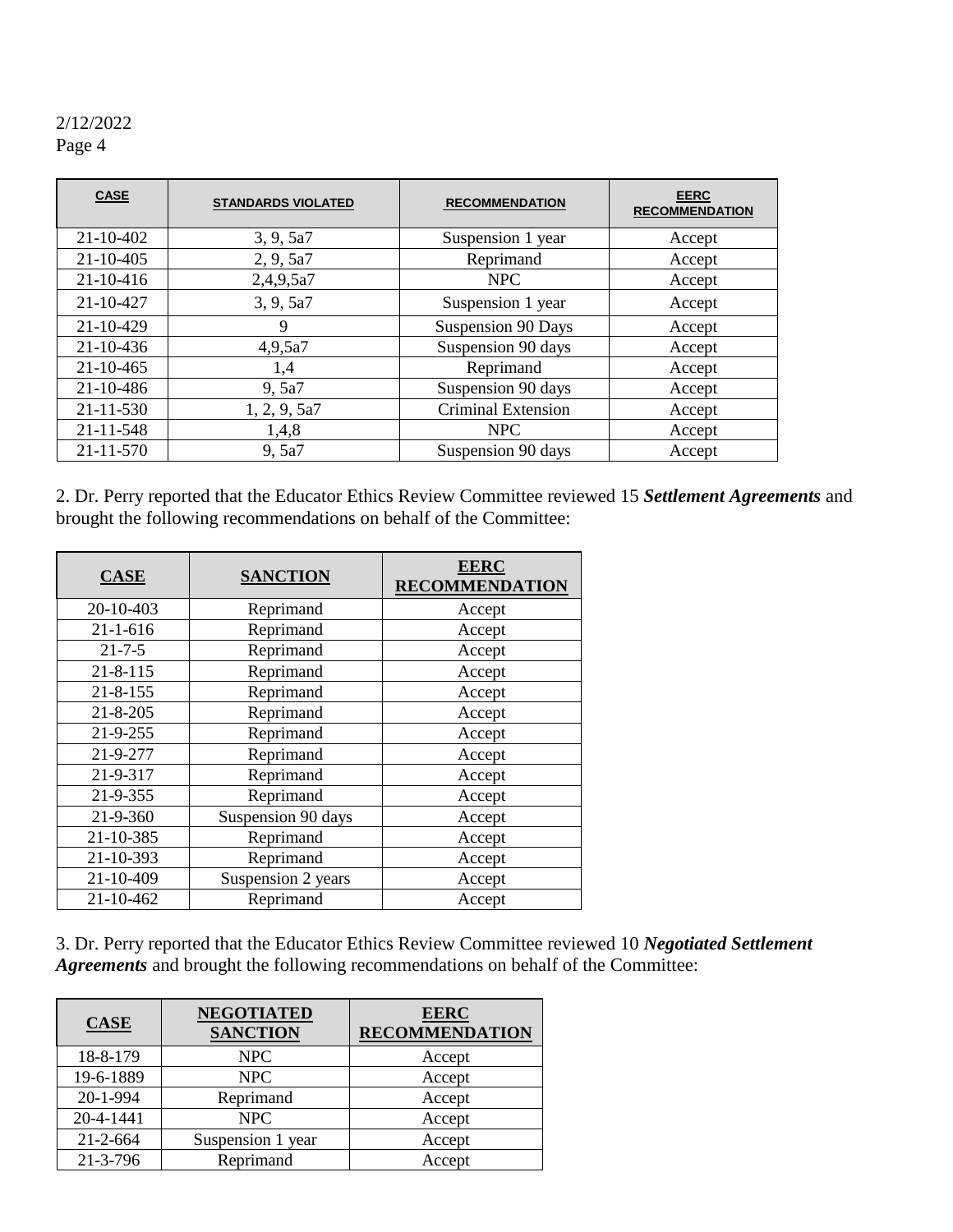2/12/2022
Page 4

| CASE | STANDARDS VIOLATED | RECOMMENDATION | EERC RECOMMENDATION |
|---|---|---|---|
| 21-10-402 | 3, 9, 5a7 | Suspension 1 year | Accept |
| 21-10-405 | 2, 9, 5a7 | Reprimand | Accept |
| 21-10-416 | 2,4,9,5a7 | NPC | Accept |
| 21-10-427 | 3, 9, 5a7 | Suspension 1 year | Accept |
| 21-10-429 | 9 | Suspension 90 Days | Accept |
| 21-10-436 | 4,9,5a7 | Suspension 90 days | Accept |
| 21-10-465 | 1,4 | Reprimand | Accept |
| 21-10-486 | 9, 5a7 | Suspension 90 days | Accept |
| 21-11-530 | 1, 2, 9, 5a7 | Criminal Extension | Accept |
| 21-11-548 | 1,4,8 | NPC | Accept |
| 21-11-570 | 9, 5a7 | Suspension 90 days | Accept |

2. Dr. Perry reported that the Educator Ethics Review Committee reviewed 15 ***Settlement Agreements*** and brought the following recommendations on behalf of the Committee:

| CASE | SANCTION | EERC RECOMMENDATION |
|---|---|---|
| 20-10-403 | Reprimand | Accept |
| 21-1-616 | Reprimand | Accept |
| 21-7-5 | Reprimand | Accept |
| 21-8-115 | Reprimand | Accept |
| 21-8-155 | Reprimand | Accept |
| 21-8-205 | Reprimand | Accept |
| 21-9-255 | Reprimand | Accept |
| 21-9-277 | Reprimand | Accept |
| 21-9-317 | Reprimand | Accept |
| 21-9-355 | Reprimand | Accept |
| 21-9-360 | Suspension 90 days | Accept |
| 21-10-385 | Reprimand | Accept |
| 21-10-393 | Reprimand | Accept |
| 21-10-409 | Suspension 2 years | Accept |
| 21-10-462 | Reprimand | Accept |

3. Dr. Perry reported that the Educator Ethics Review Committee reviewed 10 ***Negotiated Settlement Agreements*** and brought the following recommendations on behalf of the Committee:

| CASE | NEGOTIATED SANCTION | EERC RECOMMENDATION |
|---|---|---|
| 18-8-179 | NPC | Accept |
| 19-6-1889 | NPC | Accept |
| 20-1-994 | Reprimand | Accept |
| 20-4-1441 | NPC | Accept |
| 21-2-664 | Suspension 1 year | Accept |
| 21-3-796 | Reprimand | Accept |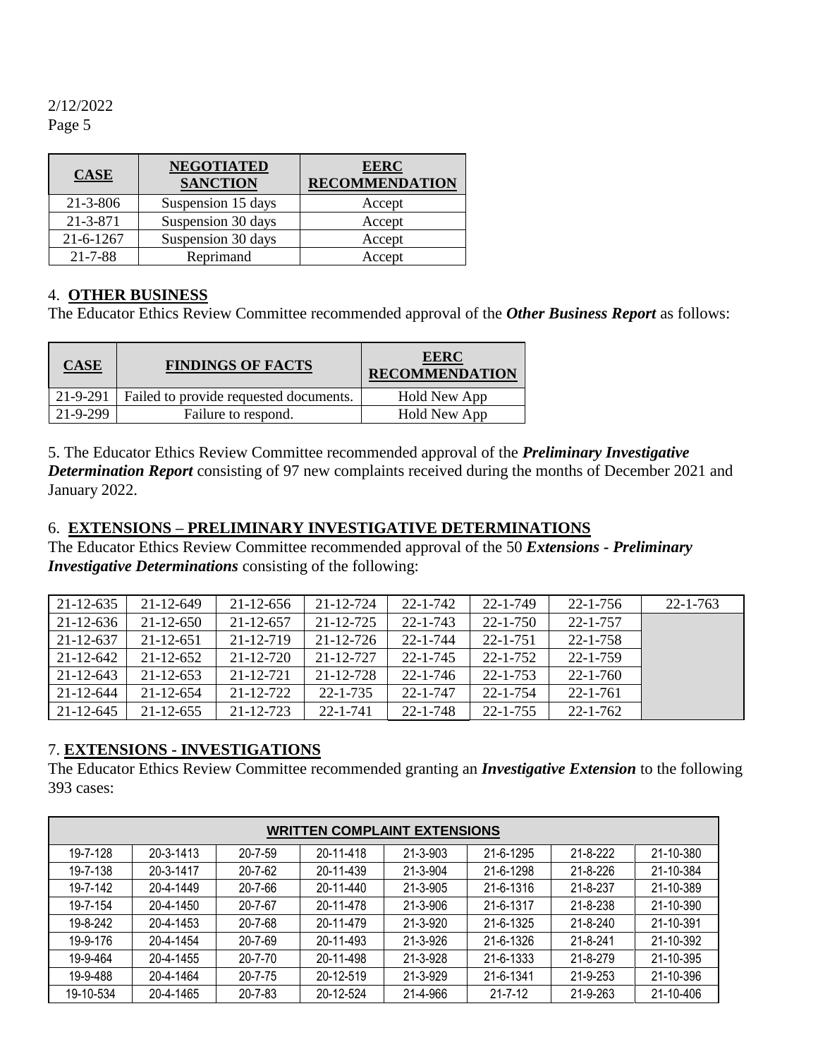2/12/2022
Page 5

| CASE | NEGOTIATED SANCTION | EERC RECOMMENDATION |
|---|---|---|
| 21-3-806 | Suspension 15 days | Accept |
| 21-3-871 | Suspension 30 days | Accept |
| 21-6-1267 | Suspension 30 days | Accept |
| 21-7-88 | Reprimand | Accept |

## 4. OTHER BUSINESS

The Educator Ethics Review Committee recommended approval of the ***Other Business Report*** as follows:

| CASE | FINDINGS OF FACTS | EERC RECOMMENDATION |
|---|---|---|
| 21-9-291 | Failed to provide requested documents. | Hold New App |
| 21-9-299 | Failure to respond. | Hold New App |

5. The Educator Ethics Review Committee recommended approval of the ***Preliminary Investigative Determination Report*** consisting of 97 new complaints received during the months of December 2021 and January 2022.

## 6. EXTENSIONS – PRELIMINARY INVESTIGATIVE DETERMINATIONS

The Educator Ethics Review Committee recommended approval of the 50 ***Extensions - Preliminary Investigative Determinations*** consisting of the following:

| | | | | | | | |
|---|---|---|---|---|---|---|---|
| 21-12-635 | 21-12-649 | 21-12-656 | 21-12-724 | 22-1-742 | 22-1-749 | 22-1-756 | 22-1-763 |
| 21-12-636 | 21-12-650 | 21-12-657 | 21-12-725 | 22-1-743 | 22-1-750 | 22-1-757 | |
| 21-12-637 | 21-12-651 | 21-12-719 | 21-12-726 | 22-1-744 | 22-1-751 | 22-1-758 | |
| 21-12-642 | 21-12-652 | 21-12-720 | 21-12-727 | 22-1-745 | 22-1-752 | 22-1-759 | |
| 21-12-643 | 21-12-653 | 21-12-721 | 21-12-728 | 22-1-746 | 22-1-753 | 22-1-760 | |
| 21-12-644 | 21-12-654 | 21-12-722 | 22-1-735 | 22-1-747 | 22-1-754 | 22-1-761 | |
| 21-12-645 | 21-12-655 | 21-12-723 | 22-1-741 | 22-1-748 | 22-1-755 | 22-1-762 | |

## 7. EXTENSIONS - INVESTIGATIONS

The Educator Ethics Review Committee recommended granting an ***Investigative Extension*** to the following 393 cases:

| WRITTEN COMPLAINT EXTENSIONS | | | | | | | |
|---|---|---|---|---|---|---|---|
| 19-7-128 | 20-3-1413 | 20-7-59 | 20-11-418 | 21-3-903 | 21-6-1295 | 21-8-222 | 21-10-380 |
| 19-7-138 | 20-3-1417 | 20-7-62 | 20-11-439 | 21-3-904 | 21-6-1298 | 21-8-226 | 21-10-384 |
| 19-7-142 | 20-4-1449 | 20-7-66 | 20-11-440 | 21-3-905 | 21-6-1316 | 21-8-237 | 21-10-389 |
| 19-7-154 | 20-4-1450 | 20-7-67 | 20-11-478 | 21-3-906 | 21-6-1317 | 21-8-238 | 21-10-390 |
| 19-8-242 | 20-4-1453 | 20-7-68 | 20-11-479 | 21-3-920 | 21-6-1325 | 21-8-240 | 21-10-391 |
| 19-9-176 | 20-4-1454 | 20-7-69 | 20-11-493 | 21-3-926 | 21-6-1326 | 21-8-241 | 21-10-392 |
| 19-9-464 | 20-4-1455 | 20-7-70 | 20-11-498 | 21-3-928 | 21-6-1333 | 21-8-279 | 21-10-395 |
| 19-9-488 | 20-4-1464 | 20-7-75 | 20-12-519 | 21-3-929 | 21-6-1341 | 21-9-253 | 21-10-396 |
| 19-10-534 | 20-4-1465 | 20-7-83 | 20-12-524 | 21-4-966 | 21-7-12 | 21-9-263 | 21-10-406 |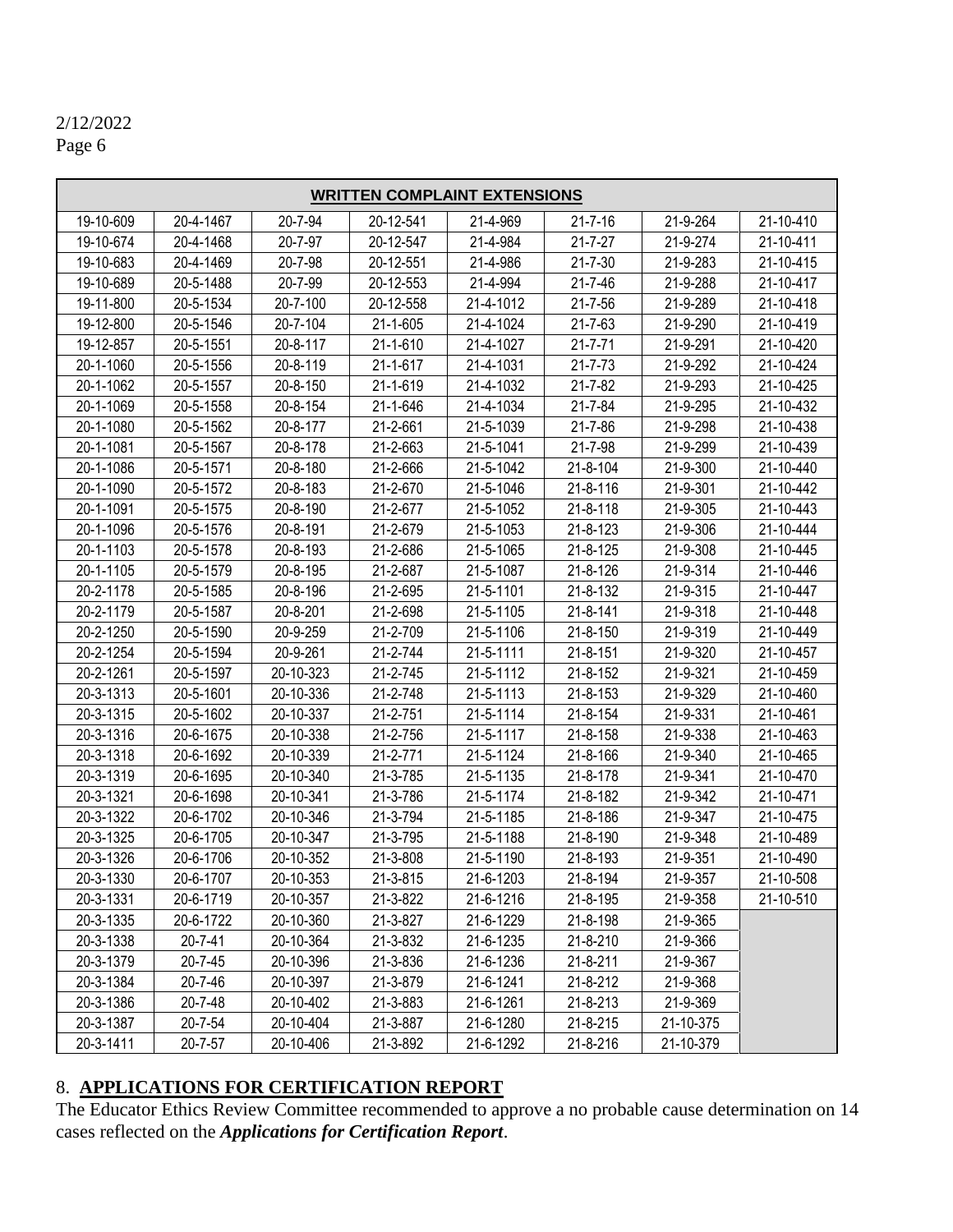| WRITTEN COMPLAINT EXTENSIONS | | | | | | | |
|---|---|---|---|---|---|---|---|
| 19-10-609 | 20-4-1467 | 20-7-94 | 20-12-541 | 21-4-969 | 21-7-16 | 21-9-264 | 21-10-410 |
| 19-10-674 | 20-4-1468 | 20-7-97 | 20-12-547 | 21-4-984 | 21-7-27 | 21-9-274 | 21-10-411 |
| 19-10-683 | 20-4-1469 | 20-7-98 | 20-12-551 | 21-4-986 | 21-7-30 | 21-9-283 | 21-10-415 |
| 19-10-689 | 20-5-1488 | 20-7-99 | 20-12-553 | 21-4-994 | 21-7-46 | 21-9-288 | 21-10-417 |
| 19-11-800 | 20-5-1534 | 20-7-100 | 20-12-558 | 21-4-1012 | 21-7-56 | 21-9-289 | 21-10-418 |
| 19-12-800 | 20-5-1546 | 20-7-104 | 21-1-605 | 21-4-1024 | 21-7-63 | 21-9-290 | 21-10-419 |
| 19-12-857 | 20-5-1551 | 20-8-117 | 21-1-610 | 21-4-1027 | 21-7-71 | 21-9-291 | 21-10-420 |
| 20-1-1060 | 20-5-1556 | 20-8-119 | 21-1-617 | 21-4-1031 | 21-7-73 | 21-9-292 | 21-10-424 |
| 20-1-1062 | 20-5-1557 | 20-8-150 | 21-1-619 | 21-4-1032 | 21-7-82 | 21-9-293 | 21-10-425 |
| 20-1-1069 | 20-5-1558 | 20-8-154 | 21-1-646 | 21-4-1034 | 21-7-84 | 21-9-295 | 21-10-432 |
| 20-1-1080 | 20-5-1562 | 20-8-177 | 21-2-661 | 21-5-1039 | 21-7-86 | 21-9-298 | 21-10-438 |
| 20-1-1081 | 20-5-1567 | 20-8-178 | 21-2-663 | 21-5-1041 | 21-7-98 | 21-9-299 | 21-10-439 |
| 20-1-1086 | 20-5-1571 | 20-8-180 | 21-2-666 | 21-5-1042 | 21-8-104 | 21-9-300 | 21-10-440 |
| 20-1-1090 | 20-5-1572 | 20-8-183 | 21-2-670 | 21-5-1046 | 21-8-116 | 21-9-301 | 21-10-442 |
| 20-1-1091 | 20-5-1575 | 20-8-190 | 21-2-677 | 21-5-1052 | 21-8-118 | 21-9-305 | 21-10-443 |
| 20-1-1096 | 20-5-1576 | 20-8-191 | 21-2-679 | 21-5-1053 | 21-8-123 | 21-9-306 | 21-10-444 |
| 20-1-1103 | 20-5-1578 | 20-8-193 | 21-2-686 | 21-5-1065 | 21-8-125 | 21-9-308 | 21-10-445 |
| 20-1-1105 | 20-5-1579 | 20-8-195 | 21-2-687 | 21-5-1087 | 21-8-126 | 21-9-314 | 21-10-446 |
| 20-2-1178 | 20-5-1585 | 20-8-196 | 21-2-695 | 21-5-1101 | 21-8-132 | 21-9-315 | 21-10-447 |
| 20-2-1179 | 20-5-1587 | 20-8-201 | 21-2-698 | 21-5-1105 | 21-8-141 | 21-9-318 | 21-10-448 |
| 20-2-1250 | 20-5-1590 | 20-9-259 | 21-2-709 | 21-5-1106 | 21-8-150 | 21-9-319 | 21-10-449 |
| 20-2-1254 | 20-5-1594 | 20-9-261 | 21-2-744 | 21-5-1111 | 21-8-151 | 21-9-320 | 21-10-457 |
| 20-2-1261 | 20-5-1597 | 20-10-323 | 21-2-745 | 21-5-1112 | 21-8-152 | 21-9-321 | 21-10-459 |
| 20-3-1313 | 20-5-1601 | 20-10-336 | 21-2-748 | 21-5-1113 | 21-8-153 | 21-9-329 | 21-10-460 |
| 20-3-1315 | 20-5-1602 | 20-10-337 | 21-2-751 | 21-5-1114 | 21-8-154 | 21-9-331 | 21-10-461 |
| 20-3-1316 | 20-6-1675 | 20-10-338 | 21-2-756 | 21-5-1117 | 21-8-158 | 21-9-338 | 21-10-463 |
| 20-3-1318 | 20-6-1692 | 20-10-339 | 21-2-771 | 21-5-1124 | 21-8-166 | 21-9-340 | 21-10-465 |
| 20-3-1319 | 20-6-1695 | 20-10-340 | 21-3-785 | 21-5-1135 | 21-8-178 | 21-9-341 | 21-10-470 |
| 20-3-1321 | 20-6-1698 | 20-10-341 | 21-3-786 | 21-5-1174 | 21-8-182 | 21-9-342 | 21-10-471 |
| 20-3-1322 | 20-6-1702 | 20-10-346 | 21-3-794 | 21-5-1185 | 21-8-186 | 21-9-347 | 21-10-475 |
| 20-3-1325 | 20-6-1705 | 20-10-347 | 21-3-795 | 21-5-1188 | 21-8-190 | 21-9-348 | 21-10-489 |
| 20-3-1326 | 20-6-1706 | 20-10-352 | 21-3-808 | 21-5-1190 | 21-8-193 | 21-9-351 | 21-10-490 |
| 20-3-1330 | 20-6-1707 | 20-10-353 | 21-3-815 | 21-6-1203 | 21-8-194 | 21-9-357 | 21-10-508 |
| 20-3-1331 | 20-6-1719 | 20-10-357 | 21-3-822 | 21-6-1216 | 21-8-195 | 21-9-358 | 21-10-510 |
| 20-3-1335 | 20-6-1722 | 20-10-360 | 21-3-827 | 21-6-1229 | 21-8-198 | 21-9-365 | |
| 20-3-1338 | 20-7-41 | 20-10-364 | 21-3-832 | 21-6-1235 | 21-8-210 | 21-9-366 | |
| 20-3-1379 | 20-7-45 | 20-10-396 | 21-3-836 | 21-6-1236 | 21-8-211 | 21-9-367 | |
| 20-3-1384 | 20-7-46 | 20-10-397 | 21-3-879 | 21-6-1241 | 21-8-212 | 21-9-368 | |
| 20-3-1386 | 20-7-48 | 20-10-402 | 21-3-883 | 21-6-1261 | 21-8-213 | 21-9-369 | |
| 20-3-1387 | 20-7-54 | 20-10-404 | 21-3-887 | 21-6-1280 | 21-8-215 | 21-10-375 | |
| 20-3-1411 | 20-7-57 | 20-10-406 | 21-3-892 | 21-6-1292 | 21-8-216 | 21-10-379 | |

8. **APPLICATIONS FOR CERTIFICATION REPORT**

The Educator Ethics Review Committee recommended to approve a no probable cause determination on 14 cases reflected on the ***Applications for Certification Report***.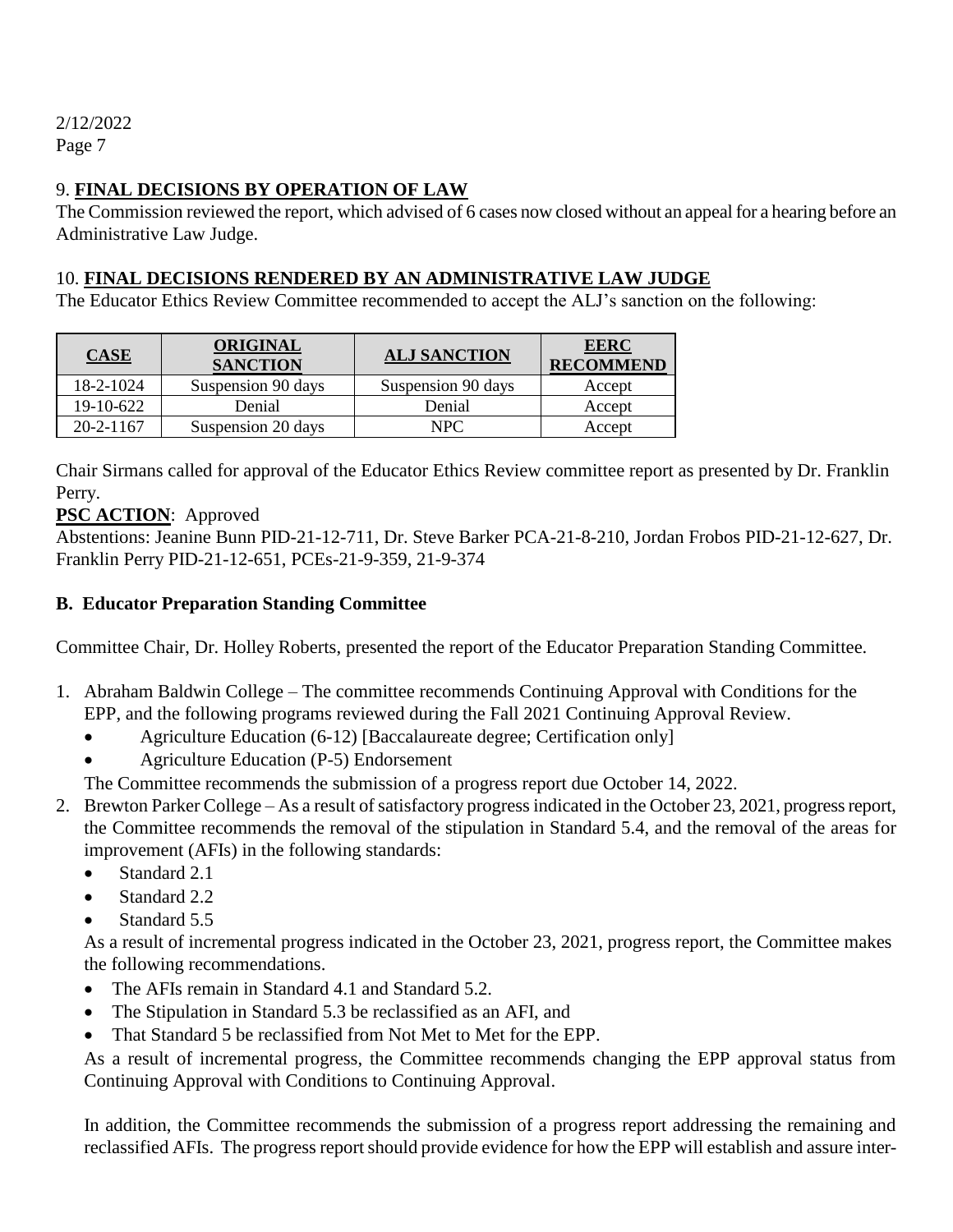2/12/2022

## 9. **FINAL DECISIONS BY OPERATION OF LAW**

The Commission reviewed the report, which advised of 6 cases now closed without an appeal for a hearing before an Administrative Law Judge.

## 10. **FINAL DECISIONS RENDERED BY AN ADMINISTRATIVE LAW JUDGE**

The Educator Ethics Review Committee recommended to accept the ALJ's sanction on the following:

| CASE | ORIGINAL SANCTION | ALJ SANCTION | EERC RECOMMEND |
|---|---|---|---|
| 18-2-1024 | Suspension 90 days | Suspension 90 days | Accept |
| 19-10-622 | Denial | Denial | Accept |
| 20-2-1167 | Suspension 20 days | NPC | Accept |

Chair Sirmans called for approval of the Educator Ethics Review committee report as presented by Dr. Franklin Perry.

**PSC ACTION**: Approved

Abstentions: Jeanine Bunn PID-21-12-711, Dr. Steve Barker PCA-21-8-210, Jordan Frobos PID-21-12-627, Dr. Franklin Perry PID-21-12-651, PCEs-21-9-359, 21-9-374

### **B. Educator Preparation Standing Committee**

Committee Chair, Dr. Holley Roberts, presented the report of the Educator Preparation Standing Committee.

1. Abraham Baldwin College – The committee recommends Continuing Approval with Conditions for the EPP, and the following programs reviewed during the Fall 2021 Continuing Approval Review.
   - Agriculture Education (6-12) [Baccalaureate degree; Certification only]
   - Agriculture Education (P-5) Endorsement

   The Committee recommends the submission of a progress report due October 14, 2022.
2. Brewton Parker College – As a result of satisfactory progress indicated in the October 23, 2021, progress report, the Committee recommends the removal of the stipulation in Standard 5.4, and the removal of the areas for improvement (AFIs) in the following standards:
   - Standard 2.1
   - Standard 2.2
   - Standard 5.5

   As a result of incremental progress indicated in the October 23, 2021, progress report, the Committee makes the following recommendations.
   - The AFIs remain in Standard 4.1 and Standard 5.2.
   - The Stipulation in Standard 5.3 be reclassified as an AFI, and
   - That Standard 5 be reclassified from Not Met to Met for the EPP.

   As a result of incremental progress, the Committee recommends changing the EPP approval status from Continuing Approval with Conditions to Continuing Approval.

   In addition, the Committee recommends the submission of a progress report addressing the remaining and reclassified AFIs. The progress report should provide evidence for how the EPP will establish and assure inter-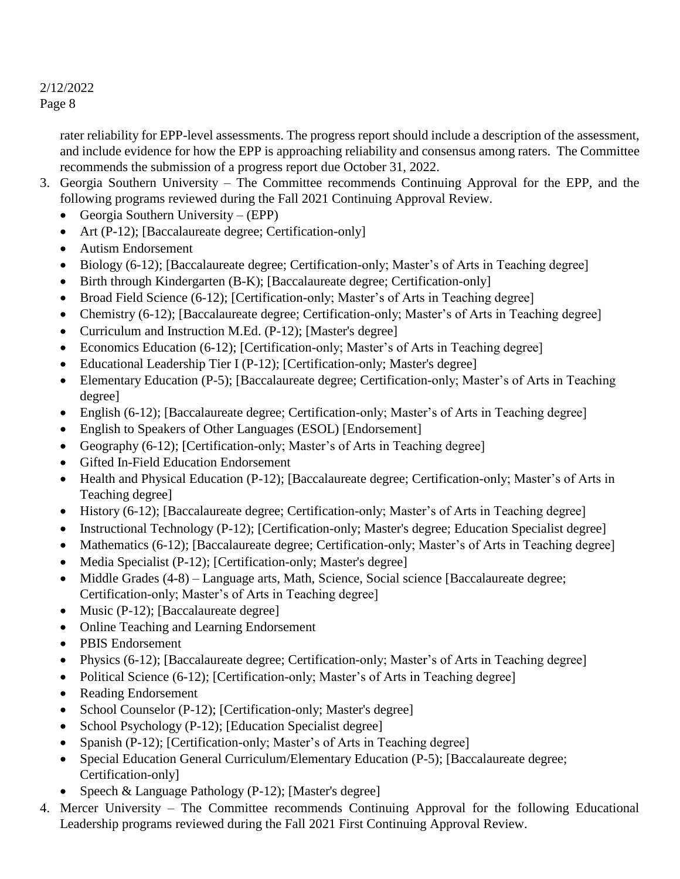rater reliability for EPP-level assessments. The progress report should include a description of the assessment, and include evidence for how the EPP is approaching reliability and consensus among raters. The Committee recommends the submission of a progress report due October 31, 2022.

3. Georgia Southern University – The Committee recommends Continuing Approval for the EPP, and the following programs reviewed during the Fall 2021 Continuing Approval Review.
   - Georgia Southern University – (EPP)
   - Art (P-12); [Baccalaureate degree; Certification-only]
   - Autism Endorsement
   - Biology (6-12); [Baccalaureate degree; Certification-only; Master's of Arts in Teaching degree]
   - Birth through Kindergarten (B-K); [Baccalaureate degree; Certification-only]
   - Broad Field Science (6-12); [Certification-only; Master's of Arts in Teaching degree]
   - Chemistry (6-12); [Baccalaureate degree; Certification-only; Master's of Arts in Teaching degree]
   - Curriculum and Instruction M.Ed. (P-12); [Master's degree]
   - Economics Education (6-12); [Certification-only; Master's of Arts in Teaching degree]
   - Educational Leadership Tier I (P-12); [Certification-only; Master's degree]
   - Elementary Education (P-5); [Baccalaureate degree; Certification-only; Master's of Arts in Teaching degree]
   - English (6-12); [Baccalaureate degree; Certification-only; Master's of Arts in Teaching degree]
   - English to Speakers of Other Languages (ESOL) [Endorsement]
   - Geography (6-12); [Certification-only; Master's of Arts in Teaching degree]
   - Gifted In-Field Education Endorsement
   - Health and Physical Education (P-12); [Baccalaureate degree; Certification-only; Master's of Arts in Teaching degree]
   - History (6-12); [Baccalaureate degree; Certification-only; Master's of Arts in Teaching degree]
   - Instructional Technology (P-12); [Certification-only; Master's degree; Education Specialist degree]
   - Mathematics (6-12); [Baccalaureate degree; Certification-only; Master's of Arts in Teaching degree]
   - Media Specialist (P-12); [Certification-only; Master's degree]
   - Middle Grades (4-8) – Language arts, Math, Science, Social science [Baccalaureate degree; Certification-only; Master's of Arts in Teaching degree]
   - Music (P-12); [Baccalaureate degree]
   - Online Teaching and Learning Endorsement
   - PBIS Endorsement
   - Physics (6-12); [Baccalaureate degree; Certification-only; Master's of Arts in Teaching degree]
   - Political Science (6-12); [Certification-only; Master's of Arts in Teaching degree]
   - Reading Endorsement
   - School Counselor (P-12); [Certification-only; Master's degree]
   - School Psychology (P-12); [Education Specialist degree]
   - Spanish (P-12); [Certification-only; Master's of Arts in Teaching degree]
   - Special Education General Curriculum/Elementary Education (P-5); [Baccalaureate degree; Certification-only]
   - Speech & Language Pathology (P-12); [Master's degree]
4. Mercer University – The Committee recommends Continuing Approval for the following Educational Leadership programs reviewed during the Fall 2021 First Continuing Approval Review.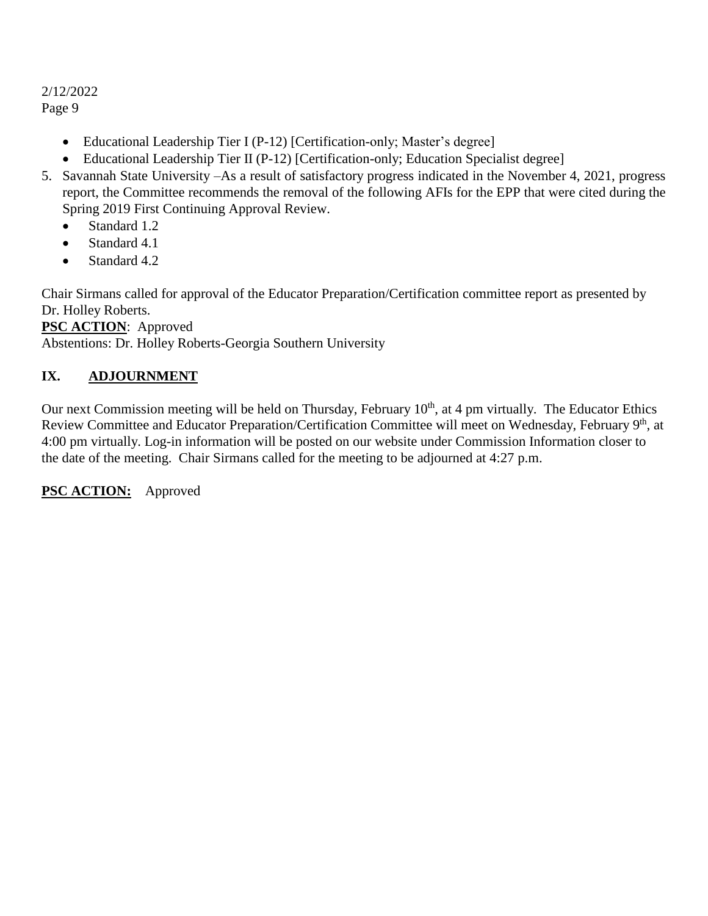- Educational Leadership Tier I (P-12) [Certification-only; Master's degree]
- Educational Leadership Tier II (P-12) [Certification-only; Education Specialist degree]

5. Savannah State University –As a result of satisfactory progress indicated in the November 4, 2021, progress report, the Committee recommends the removal of the following AFIs for the EPP that were cited during the Spring 2019 First Continuing Approval Review.
   - Standard 1.2
   - Standard 4.1
   - Standard 4.2

Chair Sirmans called for approval of the Educator Preparation/Certification committee report as presented by Dr. Holley Roberts.

**PSC ACTION**: Approved

Abstentions: Dr. Holley Roberts-Georgia Southern University

## IX. ADJOURNMENT

Our next Commission meeting will be held on Thursday, February 10th, at 4 pm virtually. The Educator Ethics Review Committee and Educator Preparation/Certification Committee will meet on Wednesday, February 9th, at 4:00 pm virtually. Log-in information will be posted on our website under Commission Information closer to the date of the meeting. Chair Sirmans called for the meeting to be adjourned at 4:27 p.m.

**PSC ACTION:** Approved